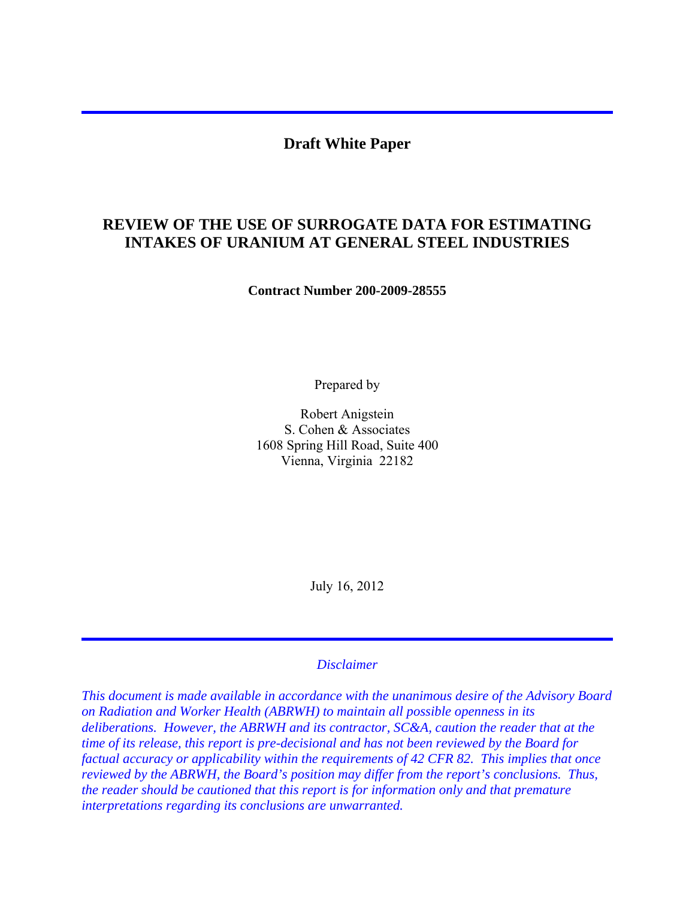**Draft White Paper**

# REVIEW OF THE USE OF SURROGATE DATA FOR ESTIMATING INTAKES OF URANIUM AT GENERAL STEEL INDUSTRIES

**Contract Number 200-2009-28555**

Prepared by

Robert Anigstein
S. Cohen & Associates
1608 Spring Hill Road, Suite 400
Vienna, Virginia 22182

July 16, 2012

*Disclaimer*

*This document is made available in accordance with the unanimous desire of the Advisory Board on Radiation and Worker Health (ABRWH) to maintain all possible openness in its deliberations. However, the ABRWH and its contractor, SC&A, caution the reader that at the time of its release, this report is pre-decisional and has not been reviewed by the Board for factual accuracy or applicability within the requirements of 42 CFR 82. This implies that once reviewed by the ABRWH, the Board's position may differ from the report's conclusions. Thus, the reader should be cautioned that this report is for information only and that premature interpretations regarding its conclusions are unwarranted.*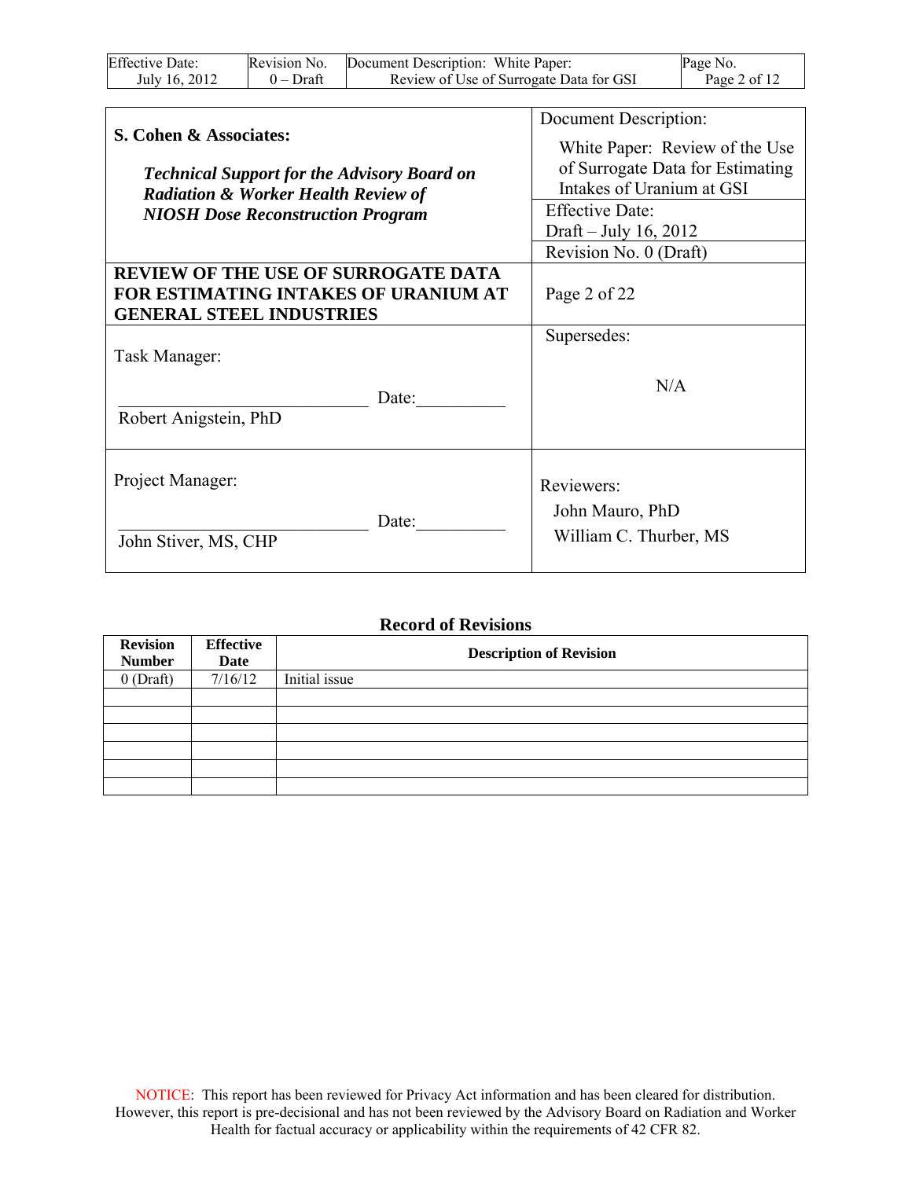| **S. Cohen & Associates:**<br><br>***Technical Support for the Advisory Board on Radiation & Worker Health Review of NIOSH Dose Reconstruction Program*** | Document Description:<br>White Paper: Review of the Use of Surrogate Data for Estimating Intakes of Uranium at GSI |
|---|---|
| | Effective Date:<br>Draft – July 16, 2012 |
| | Revision No. 0 (Draft) |
| **REVIEW OF THE USE OF SURROGATE DATA FOR ESTIMATING INTAKES OF URANIUM AT GENERAL STEEL INDUSTRIES** | Page 2 of 22 |
| Task Manager:<br><br>____________________________ Date:__________<br>Robert Anigstein, PhD | Supersedes:<br><br>N/A |
| Project Manager:<br><br>____________________________ Date:__________<br>John Stiver, MS, CHP | Reviewers:<br>John Mauro, PhD<br>William C. Thurber, MS |

## Record of Revisions

| Revision Number | Effective Date | Description of Revision |
|---|---|---|
| 0 (Draft) | 7/16/12 | Initial issue |
| | | |
| | | |
| | | |
| | | |
| | | |
| | | |

NOTICE: This report has been reviewed for Privacy Act information and has been cleared for distribution. However, this report is pre-decisional and has not been reviewed by the Advisory Board on Radiation and Worker Health for factual accuracy or applicability within the requirements of 42 CFR 82.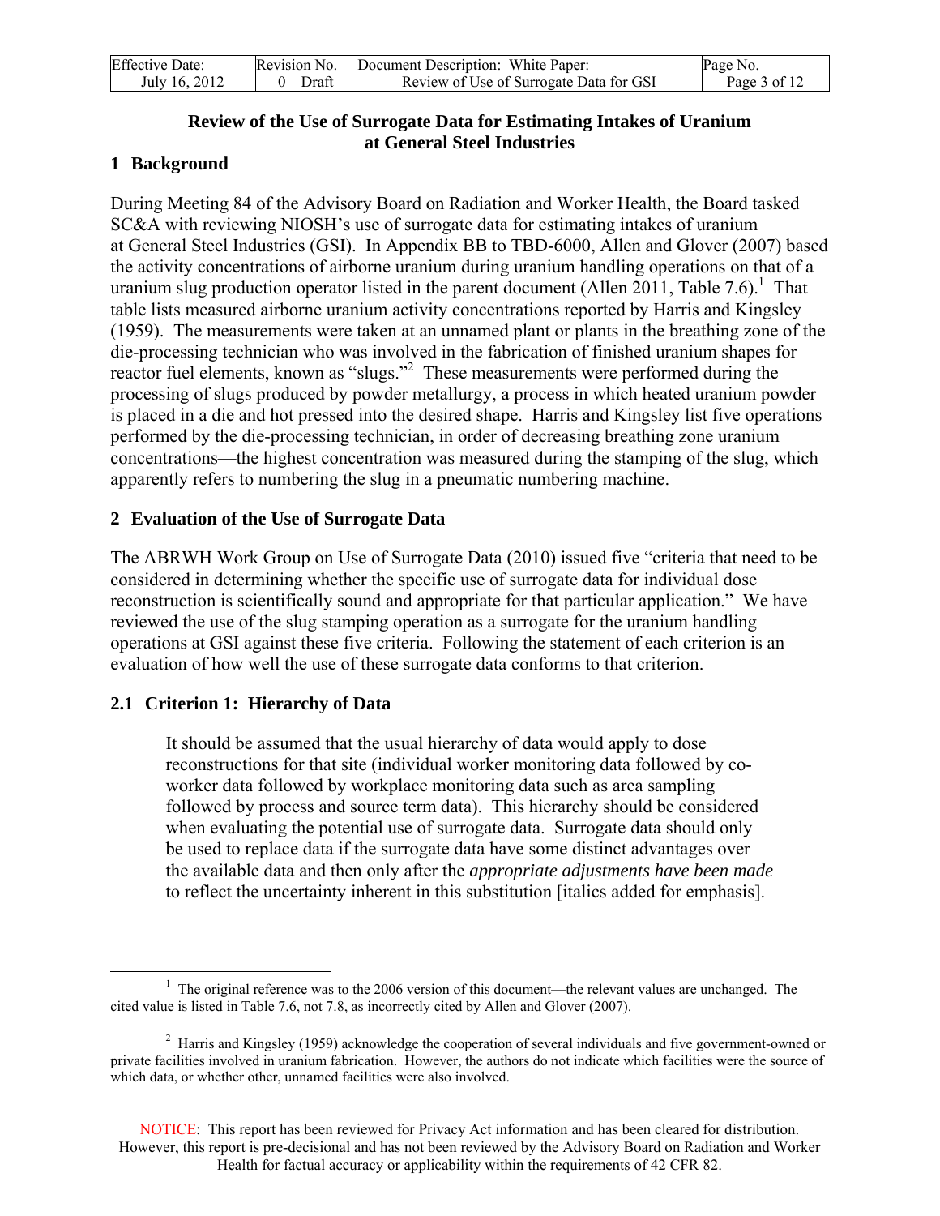# Review of the Use of Surrogate Data for Estimating Intakes of Uranium at General Steel Industries

## 1 Background

During Meeting 84 of the Advisory Board on Radiation and Worker Health, the Board tasked SC&A with reviewing NIOSH's use of surrogate data for estimating intakes of uranium at General Steel Industries (GSI). In Appendix BB to TBD-6000, Allen and Glover (2007) based the activity concentrations of airborne uranium during uranium handling operations on that of a uranium slug production operator listed in the parent document (Allen 2011, Table 7.6).[1] That table lists measured airborne uranium activity concentrations reported by Harris and Kingsley (1959). The measurements were taken at an unnamed plant or plants in the breathing zone of the die-processing technician who was involved in the fabrication of finished uranium shapes for reactor fuel elements, known as "slugs."[2] These measurements were performed during the processing of slugs produced by powder metallurgy, a process in which heated uranium powder is placed in a die and hot pressed into the desired shape. Harris and Kingsley list five operations performed by the die-processing technician, in order of decreasing breathing zone uranium concentrations—the highest concentration was measured during the stamping of the slug, which apparently refers to numbering the slug in a pneumatic numbering machine.

## 2 Evaluation of the Use of Surrogate Data

The ABRWH Work Group on Use of Surrogate Data (2010) issued five "criteria that need to be considered in determining whether the specific use of surrogate data for individual dose reconstruction is scientifically sound and appropriate for that particular application." We have reviewed the use of the slug stamping operation as a surrogate for the uranium handling operations at GSI against these five criteria. Following the statement of each criterion is an evaluation of how well the use of these surrogate data conforms to that criterion.

### 2.1 Criterion 1: Hierarchy of Data

> It should be assumed that the usual hierarchy of data would apply to dose reconstructions for that site (individual worker monitoring data followed by co-worker data followed by workplace monitoring data such as area sampling followed by process and source term data). This hierarchy should be considered when evaluating the potential use of surrogate data. Surrogate data should only be used to replace data if the surrogate data have some distinct advantages over the available data and then only after the *appropriate adjustments have been made* to reflect the uncertainty inherent in this substitution [italics added for emphasis].

---

[1] The original reference was to the 2006 version of this document—the relevant values are unchanged. The cited value is listed in Table 7.6, not 7.8, as incorrectly cited by Allen and Glover (2007).

[2] Harris and Kingsley (1959) acknowledge the cooperation of several individuals and five government-owned or private facilities involved in uranium fabrication. However, the authors do not indicate which facilities were the source of which data, or whether other, unnamed facilities were also involved.

NOTICE: This report has been reviewed for Privacy Act information and has been cleared for distribution. However, this report is pre-decisional and has not been reviewed by the Advisory Board on Radiation and Worker Health for factual accuracy or applicability within the requirements of 42 CFR 82.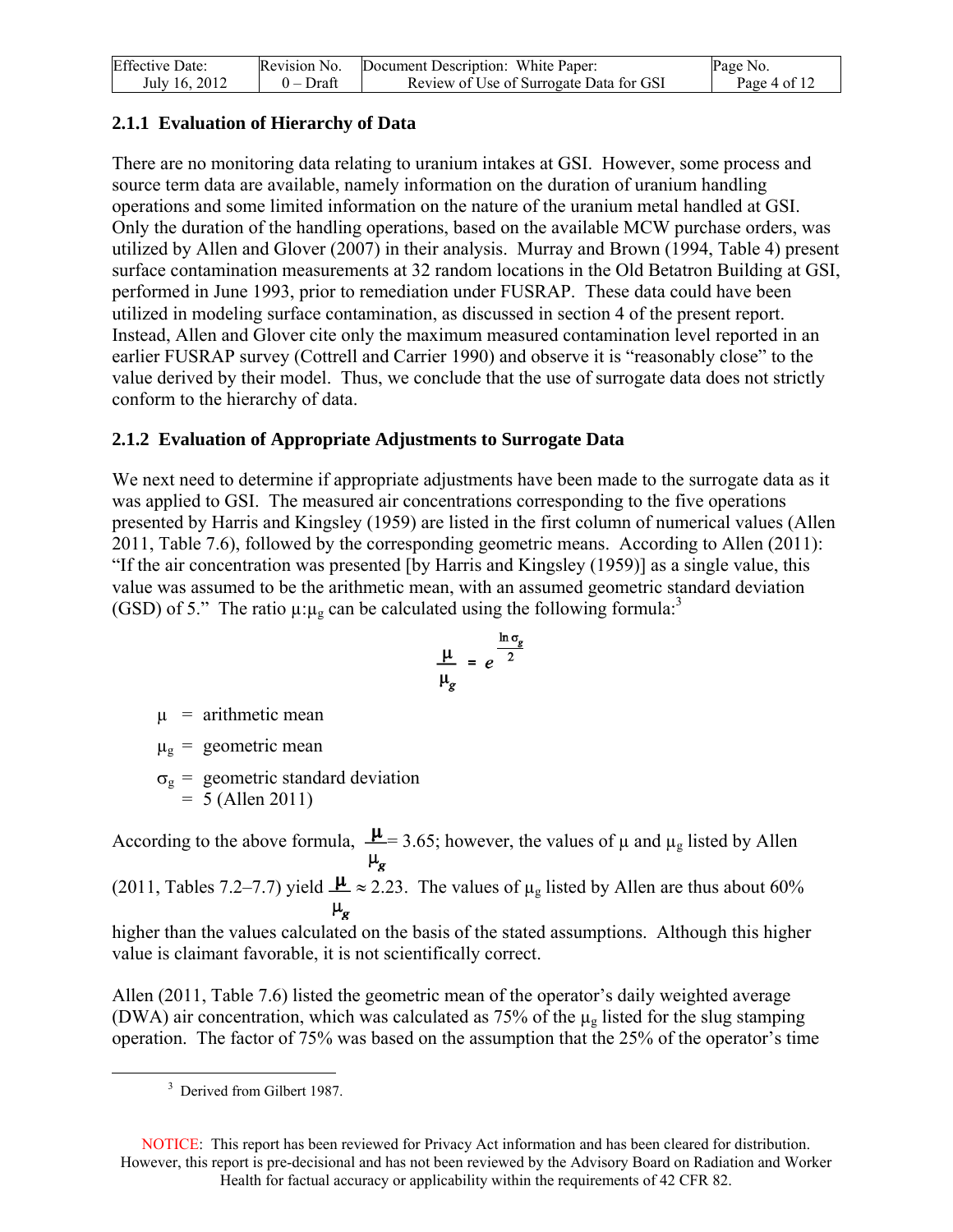### 2.1.1 Evaluation of Hierarchy of Data

There are no monitoring data relating to uranium intakes at GSI. However, some process and source term data are available, namely information on the duration of uranium handling operations and some limited information on the nature of the uranium metal handled at GSI. Only the duration of the handling operations, based on the available MCW purchase orders, was utilized by Allen and Glover (2007) in their analysis. Murray and Brown (1994, Table 4) present surface contamination measurements at 32 random locations in the Old Betatron Building at GSI, performed in June 1993, prior to remediation under FUSRAP. These data could have been utilized in modeling surface contamination, as discussed in section 4 of the present report. Instead, Allen and Glover cite only the maximum measured contamination level reported in an earlier FUSRAP survey (Cottrell and Carrier 1990) and observe it is "reasonably close" to the value derived by their model. Thus, we conclude that the use of surrogate data does not strictly conform to the hierarchy of data.

### 2.1.2 Evaluation of Appropriate Adjustments to Surrogate Data

We next need to determine if appropriate adjustments have been made to the surrogate data as it was applied to GSI. The measured air concentrations corresponding to the five operations presented by Harris and Kingsley (1959) are listed in the first column of numerical values (Allen 2011, Table 7.6), followed by the corresponding geometric means. According to Allen (2011): "If the air concentration was presented [by Harris and Kingsley (1959)] as a single value, this value was assumed to be the arithmetic mean, with an assumed geometric standard deviation (GSD) of 5." The ratio $\mu:\mu_g$ can be calculated using the following formula:[3]

$$\frac{\mu}{\mu_g} = e^{\frac{\ln \sigma_g}{2}}$$

$\mu$ = arithmetic mean

$\mu_g$ = geometric mean

$\sigma_g$ = geometric standard deviation
= 5 (Allen 2011)

According to the above formula, $\frac{\mu}{\mu_g}$ = 3.65; however, the values of $\mu$ and $\mu_g$ listed by Allen (2011, Tables 7.2–7.7) yield $\frac{\mu}{\mu_g} \approx 2.23$. The values of $\mu_g$ listed by Allen are thus about 60% higher than the values calculated on the basis of the stated assumptions. Although this higher value is claimant favorable, it is not scientifically correct.

Allen (2011, Table 7.6) listed the geometric mean of the operator's daily weighted average (DWA) air concentration, which was calculated as 75% of the $\mu_g$ listed for the slug stamping operation. The factor of 75% was based on the assumption that the 25% of the operator's time

[3] Derived from Gilbert 1987.

NOTICE: This report has been reviewed for Privacy Act information and has been cleared for distribution. However, this report is pre-decisional and has not been reviewed by the Advisory Board on Radiation and Worker Health for factual accuracy or applicability within the requirements of 42 CFR 82.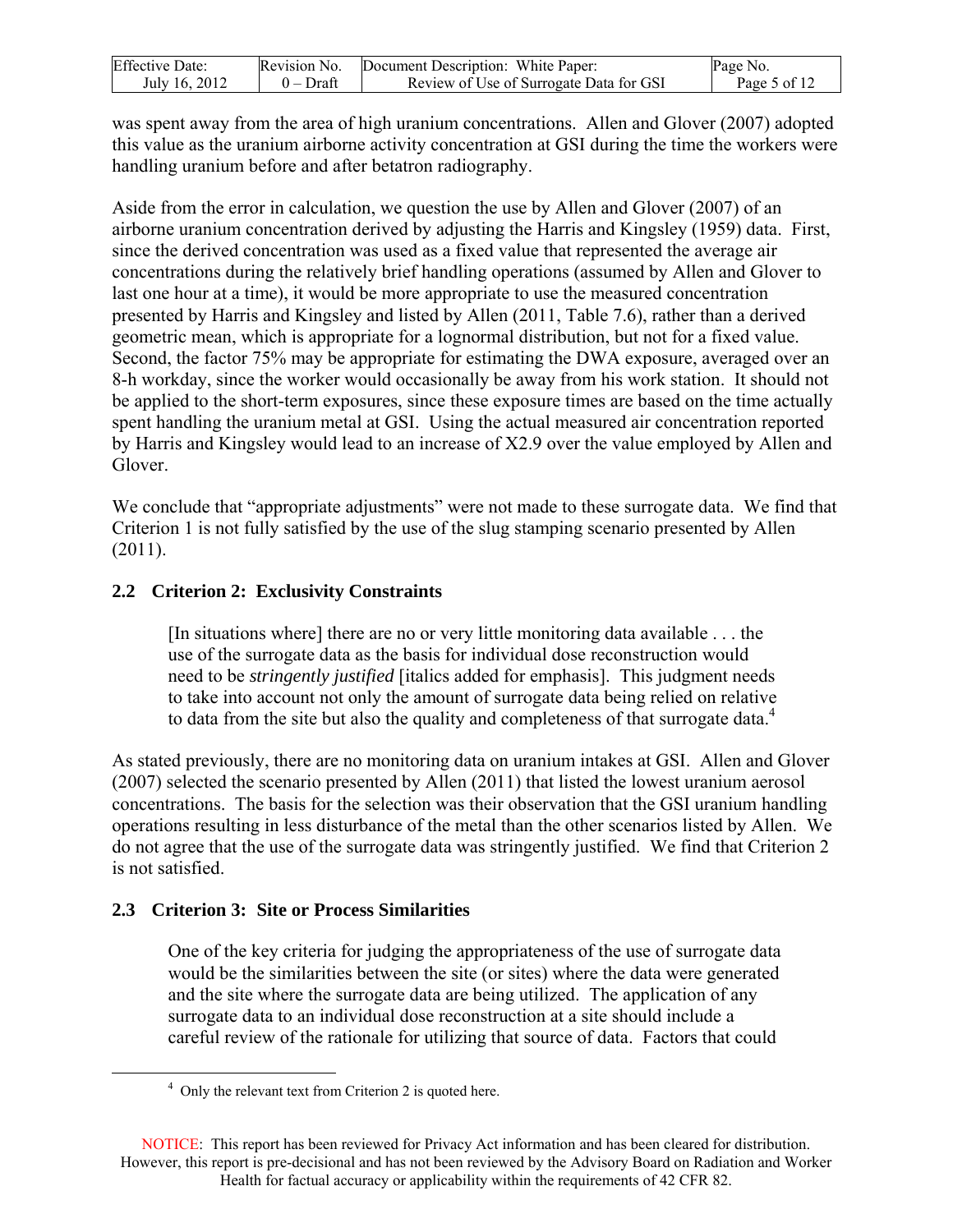was spent away from the area of high uranium concentrations. Allen and Glover (2007) adopted this value as the uranium airborne activity concentration at GSI during the time the workers were handling uranium before and after betatron radiography.

Aside from the error in calculation, we question the use by Allen and Glover (2007) of an airborne uranium concentration derived by adjusting the Harris and Kingsley (1959) data. First, since the derived concentration was used as a fixed value that represented the average air concentrations during the relatively brief handling operations (assumed by Allen and Glover to last one hour at a time), it would be more appropriate to use the measured concentration presented by Harris and Kingsley and listed by Allen (2011, Table 7.6), rather than a derived geometric mean, which is appropriate for a lognormal distribution, but not for a fixed value. Second, the factor 75% may be appropriate for estimating the DWA exposure, averaged over an 8-h workday, since the worker would occasionally be away from his work station. It should not be applied to the short-term exposures, since these exposure times are based on the time actually spent handling the uranium metal at GSI. Using the actual measured air concentration reported by Harris and Kingsley would lead to an increase of X2.9 over the value employed by Allen and Glover.

We conclude that "appropriate adjustments" were not made to these surrogate data. We find that Criterion 1 is not fully satisfied by the use of the slug stamping scenario presented by Allen (2011).

## 2.2 Criterion 2: Exclusivity Constraints

> [In situations where] there are no or very little monitoring data available . . . the use of the surrogate data as the basis for individual dose reconstruction would need to be *stringently justified* [italics added for emphasis]. This judgment needs to take into account not only the amount of surrogate data being relied on relative to data from the site but also the quality and completeness of that surrogate data.[4]

As stated previously, there are no monitoring data on uranium intakes at GSI. Allen and Glover (2007) selected the scenario presented by Allen (2011) that listed the lowest uranium aerosol concentrations. The basis for the selection was their observation that the GSI uranium handling operations resulting in less disturbance of the metal than the other scenarios listed by Allen. We do not agree that the use of the surrogate data was stringently justified. We find that Criterion 2 is not satisfied.

## 2.3 Criterion 3: Site or Process Similarities

> One of the key criteria for judging the appropriateness of the use of surrogate data would be the similarities between the site (or sites) where the data were generated and the site where the surrogate data are being utilized. The application of any surrogate data to an individual dose reconstruction at a site should include a careful review of the rationale for utilizing that source of data. Factors that could

[4] Only the relevant text from Criterion 2 is quoted here.

NOTICE: This report has been reviewed for Privacy Act information and has been cleared for distribution. However, this report is pre-decisional and has not been reviewed by the Advisory Board on Radiation and Worker Health for factual accuracy or applicability within the requirements of 42 CFR 82.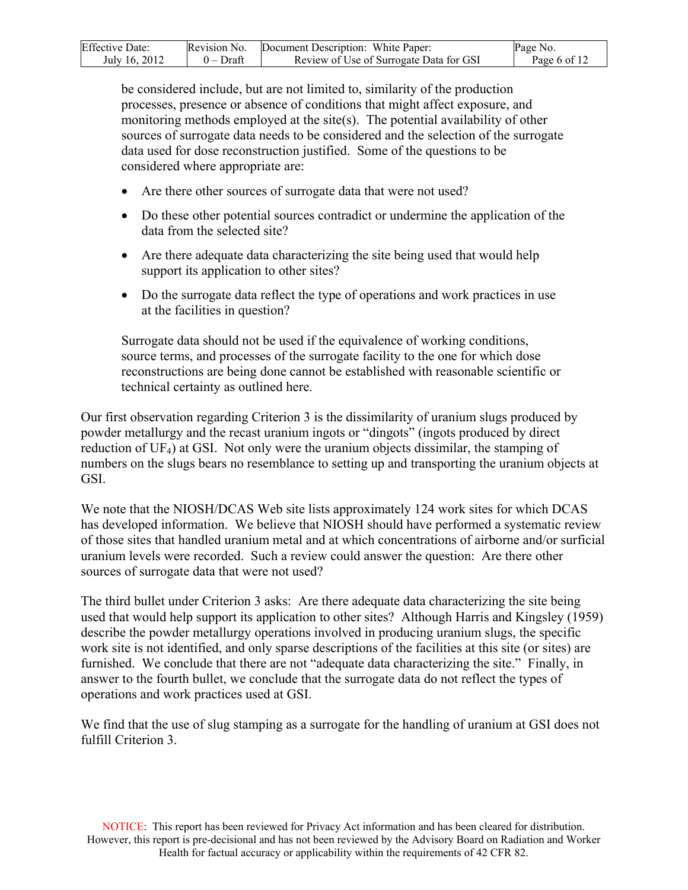be considered include, but are not limited to, similarity of the production processes, presence or absence of conditions that might affect exposure, and monitoring methods employed at the site(s). The potential availability of other sources of surrogate data needs to be considered and the selection of the surrogate data used for dose reconstruction justified. Some of the questions to be considered where appropriate are:

- Are there other sources of surrogate data that were not used?
- Do these other potential sources contradict or undermine the application of the data from the selected site?
- Are there adequate data characterizing the site being used that would help support its application to other sites?
- Do the surrogate data reflect the type of operations and work practices in use at the facilities in question?

Surrogate data should not be used if the equivalence of working conditions, source terms, and processes of the surrogate facility to the one for which dose reconstructions are being done cannot be established with reasonable scientific or technical certainty as outlined here.

Our first observation regarding Criterion 3 is the dissimilarity of uranium slugs produced by powder metallurgy and the recast uranium ingots or “dingots” (ingots produced by direct reduction of $UF_4$) at GSI. Not only were the uranium objects dissimilar, the stamping of numbers on the slugs bears no resemblance to setting up and transporting the uranium objects at GSI.

We note that the NIOSH/DCAS Web site lists approximately 124 work sites for which DCAS has developed information. We believe that NIOSH should have performed a systematic review of those sites that handled uranium metal and at which concentrations of airborne and/or surficial uranium levels were recorded. Such a review could answer the question: Are there other sources of surrogate data that were not used?

The third bullet under Criterion 3 asks: Are there adequate data characterizing the site being used that would help support its application to other sites? Although Harris and Kingsley (1959) describe the powder metallurgy operations involved in producing uranium slugs, the specific work site is not identified, and only sparse descriptions of the facilities at this site (or sites) are furnished. We conclude that there are not “adequate data characterizing the site.” Finally, in answer to the fourth bullet, we conclude that the surrogate data do not reflect the types of operations and work practices used at GSI.

We find that the use of slug stamping as a surrogate for the handling of uranium at GSI does not fulfill Criterion 3.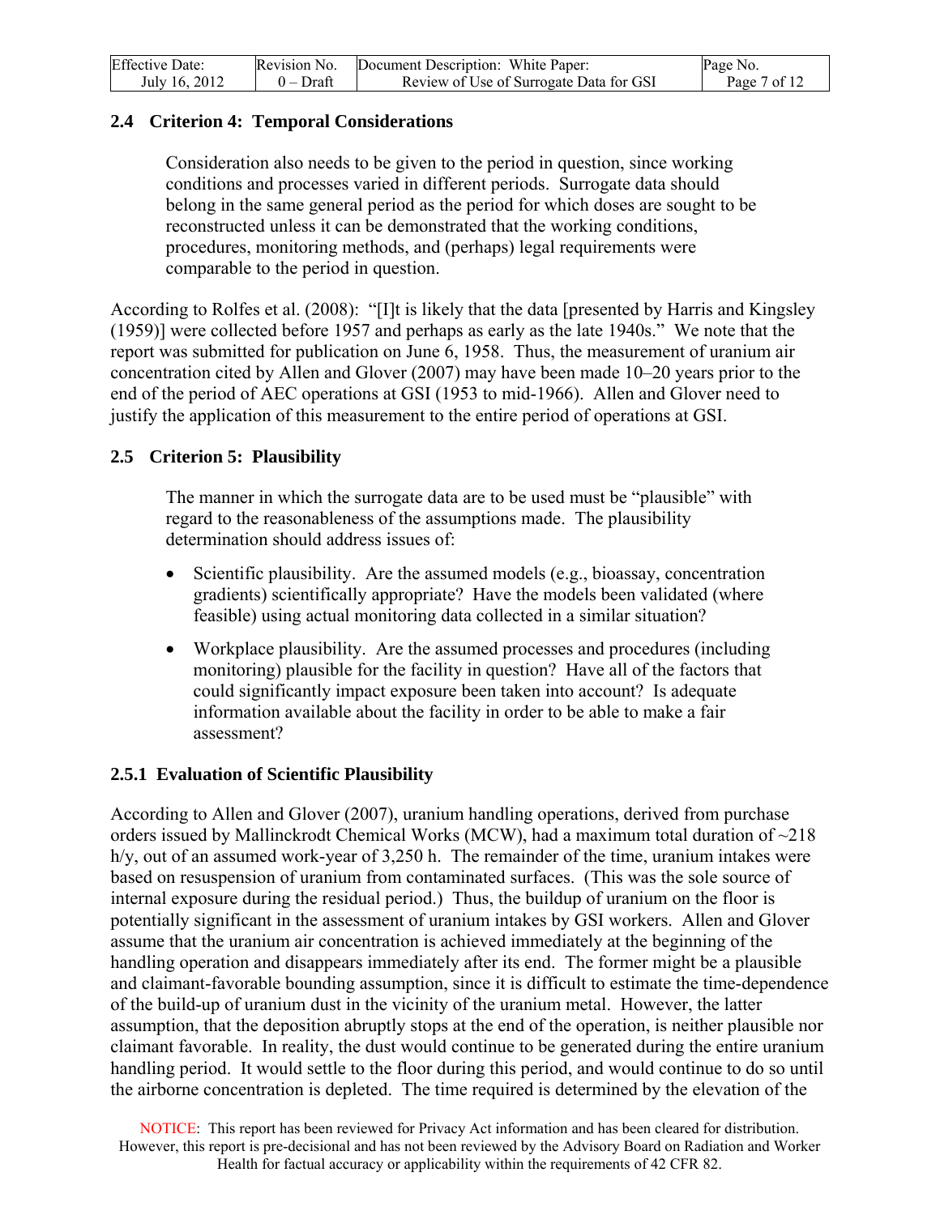## 2.4 Criterion 4: Temporal Considerations

> Consideration also needs to be given to the period in question, since working conditions and processes varied in different periods. Surrogate data should belong in the same general period as the period for which doses are sought to be reconstructed unless it can be demonstrated that the working conditions, procedures, monitoring methods, and (perhaps) legal requirements were comparable to the period in question.

According to Rolfes et al. (2008): "[I]t is likely that the data [presented by Harris and Kingsley (1959)] were collected before 1957 and perhaps as early as the late 1940s." We note that the report was submitted for publication on June 6, 1958. Thus, the measurement of uranium air concentration cited by Allen and Glover (2007) may have been made 10–20 years prior to the end of the period of AEC operations at GSI (1953 to mid-1966). Allen and Glover need to justify the application of this measurement to the entire period of operations at GSI.

## 2.5 Criterion 5: Plausibility

> The manner in which the surrogate data are to be used must be "plausible" with regard to the reasonableness of the assumptions made. The plausibility determination should address issues of:
>
> - Scientific plausibility. Are the assumed models (e.g., bioassay, concentration gradients) scientifically appropriate? Have the models been validated (where feasible) using actual monitoring data collected in a similar situation?
> - Workplace plausibility. Are the assumed processes and procedures (including monitoring) plausible for the facility in question? Have all of the factors that could significantly impact exposure been taken into account? Is adequate information available about the facility in order to be able to make a fair assessment?

### 2.5.1 Evaluation of Scientific Plausibility

According to Allen and Glover (2007), uranium handling operations, derived from purchase orders issued by Mallinckrodt Chemical Works (MCW), had a maximum total duration of ~218 h/y, out of an assumed work-year of 3,250 h. The remainder of the time, uranium intakes were based on resuspension of uranium from contaminated surfaces. (This was the sole source of internal exposure during the residual period.) Thus, the buildup of uranium on the floor is potentially significant in the assessment of uranium intakes by GSI workers. Allen and Glover assume that the uranium air concentration is achieved immediately at the beginning of the handling operation and disappears immediately after its end. The former might be a plausible and claimant-favorable bounding assumption, since it is difficult to estimate the time-dependence of the build-up of uranium dust in the vicinity of the uranium metal. However, the latter assumption, that the deposition abruptly stops at the end of the operation, is neither plausible nor claimant favorable. In reality, the dust would continue to be generated during the entire uranium handling period. It would settle to the floor during this period, and would continue to do so until the airborne concentration is depleted. The time required is determined by the elevation of the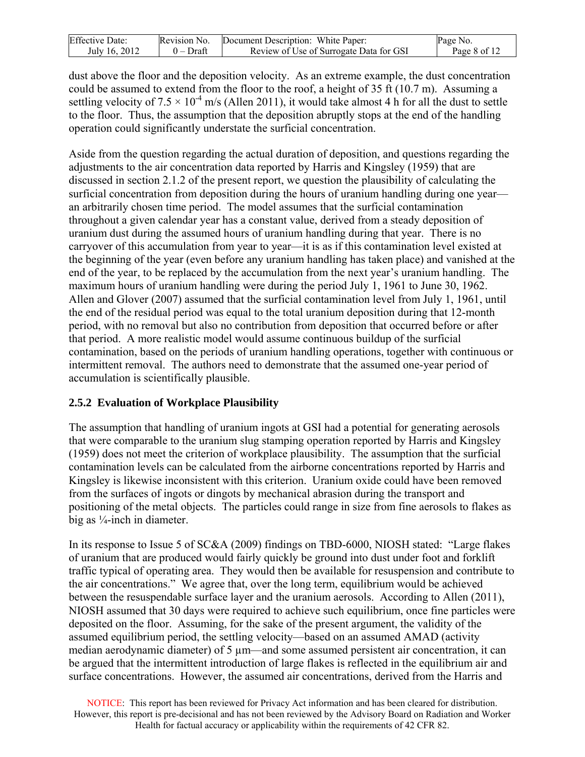dust above the floor and the deposition velocity. As an extreme example, the dust concentration could be assumed to extend from the floor to the roof, a height of 35 ft (10.7 m). Assuming a settling velocity of $7.5 \times 10^{-4}$ m/s (Allen 2011), it would take almost 4 h for all the dust to settle to the floor. Thus, the assumption that the deposition abruptly stops at the end of the handling operation could significantly understate the surficial concentration.

Aside from the question regarding the actual duration of deposition, and questions regarding the adjustments to the air concentration data reported by Harris and Kingsley (1959) that are discussed in section 2.1.2 of the present report, we question the plausibility of calculating the surficial concentration from deposition during the hours of uranium handling during one year—an arbitrarily chosen time period. The model assumes that the surficial contamination throughout a given calendar year has a constant value, derived from a steady deposition of uranium dust during the assumed hours of uranium handling during that year. There is no carryover of this accumulation from year to year—it is as if this contamination level existed at the beginning of the year (even before any uranium handling has taken place) and vanished at the end of the year, to be replaced by the accumulation from the next year's uranium handling. The maximum hours of uranium handling were during the period July 1, 1961 to June 30, 1962. Allen and Glover (2007) assumed that the surficial contamination level from July 1, 1961, until the end of the residual period was equal to the total uranium deposition during that 12-month period, with no removal but also no contribution from deposition that occurred before or after that period. A more realistic model would assume continuous buildup of the surficial contamination, based on the periods of uranium handling operations, together with continuous or intermittent removal. The authors need to demonstrate that the assumed one-year period of accumulation is scientifically plausible.

### 2.5.2 Evaluation of Workplace Plausibility

The assumption that handling of uranium ingots at GSI had a potential for generating aerosols that were comparable to the uranium slug stamping operation reported by Harris and Kingsley (1959) does not meet the criterion of workplace plausibility. The assumption that the surficial contamination levels can be calculated from the airborne concentrations reported by Harris and Kingsley is likewise inconsistent with this criterion. Uranium oxide could have been removed from the surfaces of ingots or dingots by mechanical abrasion during the transport and positioning of the metal objects. The particles could range in size from fine aerosols to flakes as big as ¼-inch in diameter.

In its response to Issue 5 of SC&A (2009) findings on TBD-6000, NIOSH stated: "Large flakes of uranium that are produced would fairly quickly be ground into dust under foot and forklift traffic typical of operating area. They would then be available for resuspension and contribute to the air concentrations." We agree that, over the long term, equilibrium would be achieved between the resuspendable surface layer and the uranium aerosols. According to Allen (2011), NIOSH assumed that 30 days were required to achieve such equilibrium, once fine particles were deposited on the floor. Assuming, for the sake of the present argument, the validity of the assumed equilibrium period, the settling velocity—based on an assumed AMAD (activity median aerodynamic diameter) of 5 µm—and some assumed persistent air concentration, it can be argued that the intermittent introduction of large flakes is reflected in the equilibrium air and surface concentrations. However, the assumed air concentrations, derived from the Harris and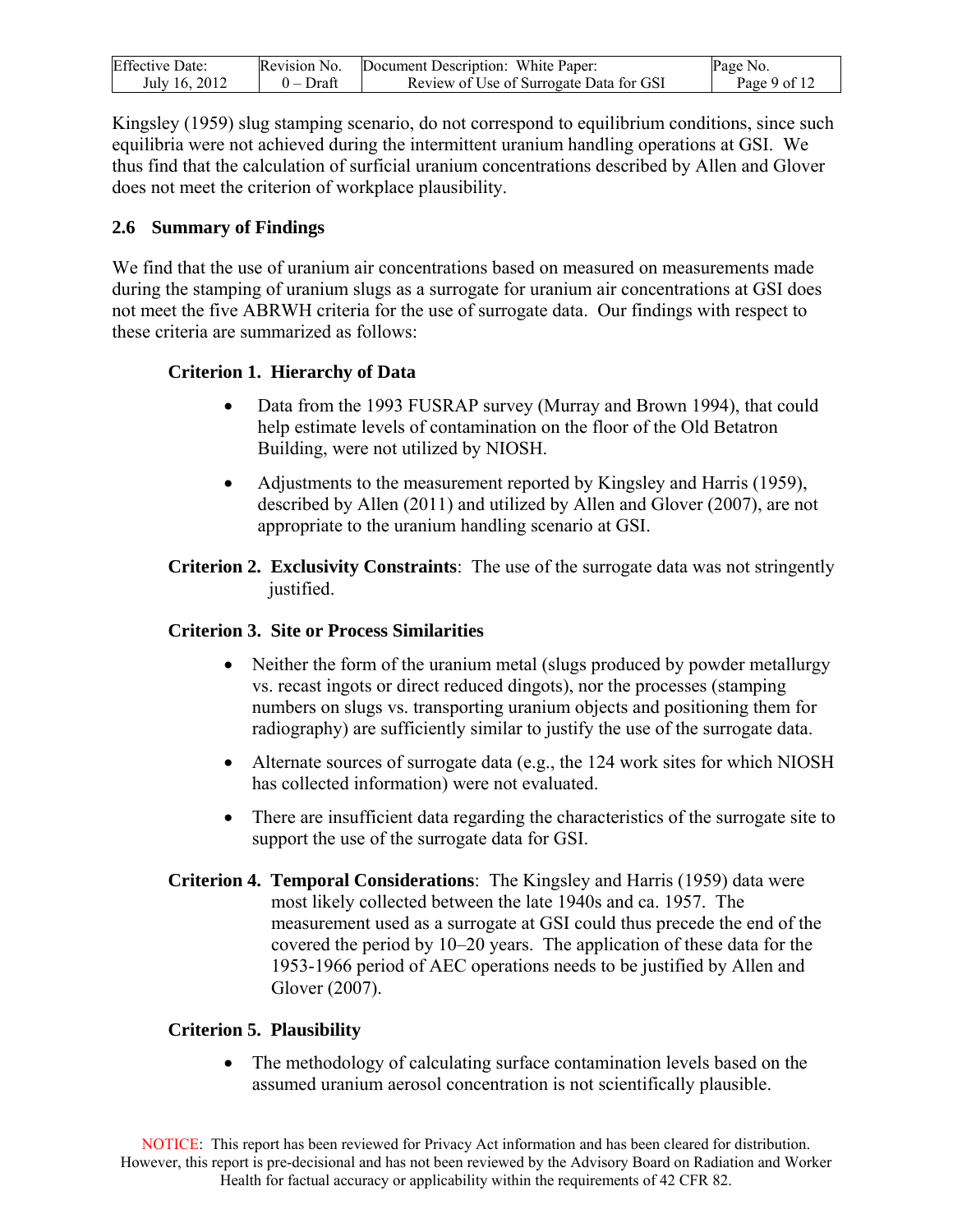Kingsley (1959) slug stamping scenario, do not correspond to equilibrium conditions, since such equilibria were not achieved during the intermittent uranium handling operations at GSI. We thus find that the calculation of surficial uranium concentrations described by Allen and Glover does not meet the criterion of workplace plausibility.

## 2.6 Summary of Findings

We find that the use of uranium air concentrations based on measured on measurements made during the stamping of uranium slugs as a surrogate for uranium air concentrations at GSI does not meet the five ABRWH criteria for the use of surrogate data. Our findings with respect to these criteria are summarized as follows:

**Criterion 1. Hierarchy of Data**

- Data from the 1993 FUSRAP survey (Murray and Brown 1994), that could help estimate levels of contamination on the floor of the Old Betatron Building, were not utilized by NIOSH.
- Adjustments to the measurement reported by Kingsley and Harris (1959), described by Allen (2011) and utilized by Allen and Glover (2007), are not appropriate to the uranium handling scenario at GSI.

**Criterion 2. Exclusivity Constraints**: The use of the surrogate data was not stringently justified.

**Criterion 3. Site or Process Similarities**

- Neither the form of the uranium metal (slugs produced by powder metallurgy vs. recast ingots or direct reduced dingots), nor the processes (stamping numbers on slugs vs. transporting uranium objects and positioning them for radiography) are sufficiently similar to justify the use of the surrogate data.
- Alternate sources of surrogate data (e.g., the 124 work sites for which NIOSH has collected information) were not evaluated.
- There are insufficient data regarding the characteristics of the surrogate site to support the use of the surrogate data for GSI.

**Criterion 4. Temporal Considerations**: The Kingsley and Harris (1959) data were most likely collected between the late 1940s and ca. 1957. The measurement used as a surrogate at GSI could thus precede the end of the covered the period by 10–20 years. The application of these data for the 1953-1966 period of AEC operations needs to be justified by Allen and Glover (2007).

**Criterion 5. Plausibility**

- The methodology of calculating surface contamination levels based on the assumed uranium aerosol concentration is not scientifically plausible.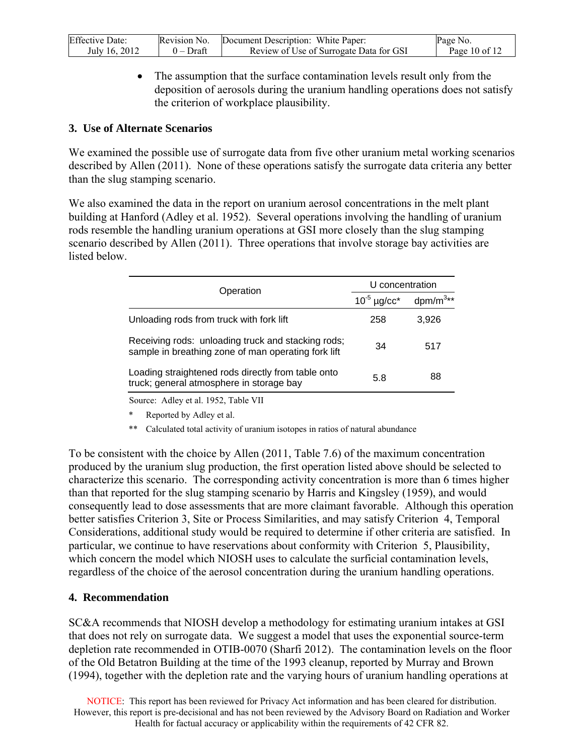- The assumption that the surface contamination levels result only from the deposition of aerosols during the uranium handling operations does not satisfy the criterion of workplace plausibility.

## 3. Use of Alternate Scenarios

We examined the possible use of surrogate data from five other uranium metal working scenarios described by Allen (2011). None of these operations satisfy the surrogate data criteria any better than the slug stamping scenario.

We also examined the data in the report on uranium aerosol concentrations in the melt plant building at Hanford (Adley et al. 1952). Several operations involving the handling of uranium rods resemble the handling uranium operations at GSI more closely than the slug stamping scenario described by Allen (2011). Three operations that involve storage bay activities are listed below.

| Operation | U concentration | |
|---|---|---|
| | $10^{-5}$ µg/cc* | dpm/m$^3$** |
| Unloading rods from truck with fork lift | 258 | 3,926 |
| Receiving rods: unloading truck and stacking rods; sample in breathing zone of man operating fork lift | 34 | 517 |
| Loading straightened rods directly from table onto truck; general atmosphere in storage bay | 5.8 | 88 |

Source: Adley et al. 1952, Table VII

\* Reported by Adley et al.

\*\* Calculated total activity of uranium isotopes in ratios of natural abundance

To be consistent with the choice by Allen (2011, Table 7.6) of the maximum concentration produced by the uranium slug production, the first operation listed above should be selected to characterize this scenario. The corresponding activity concentration is more than 6 times higher than that reported for the slug stamping scenario by Harris and Kingsley (1959), and would consequently lead to dose assessments that are more claimant favorable. Although this operation better satisfies Criterion 3, Site or Process Similarities, and may satisfy Criterion 4, Temporal Considerations, additional study would be required to determine if other criteria are satisfied. In particular, we continue to have reservations about conformity with Criterion 5, Plausibility, which concern the model which NIOSH uses to calculate the surficial contamination levels, regardless of the choice of the aerosol concentration during the uranium handling operations.

## 4. Recommendation

SC&A recommends that NIOSH develop a methodology for estimating uranium intakes at GSI that does not rely on surrogate data. We suggest a model that uses the exponential source-term depletion rate recommended in OTIB-0070 (Sharfi 2012). The contamination levels on the floor of the Old Betatron Building at the time of the 1993 cleanup, reported by Murray and Brown (1994), together with the depletion rate and the varying hours of uranium handling operations at

NOTICE: This report has been reviewed for Privacy Act information and has been cleared for distribution. However, this report is pre-decisional and has not been reviewed by the Advisory Board on Radiation and Worker Health for factual accuracy or applicability within the requirements of 42 CFR 82.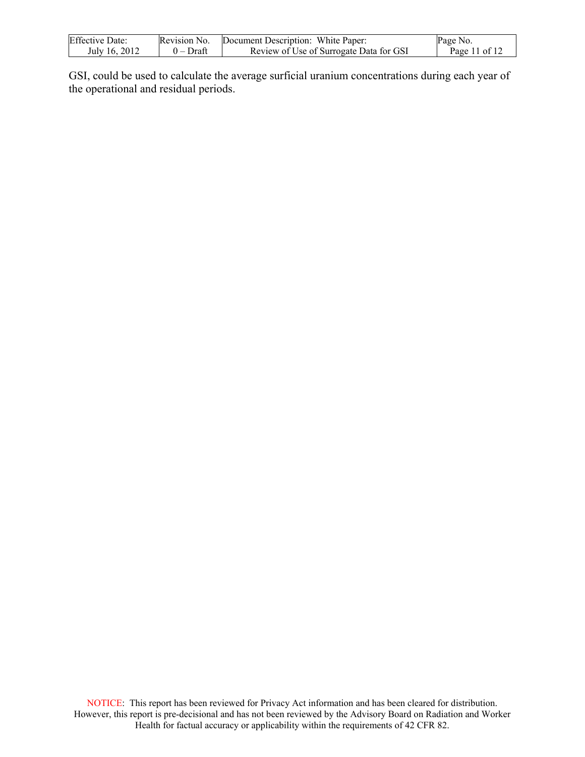GSI, could be used to calculate the average surficial uranium concentrations during each year of the operational and residual periods.

NOTICE: This report has been reviewed for Privacy Act information and has been cleared for distribution. However, this report is pre-decisional and has not been reviewed by the Advisory Board on Radiation and Worker Health for factual accuracy or applicability within the requirements of 42 CFR 82.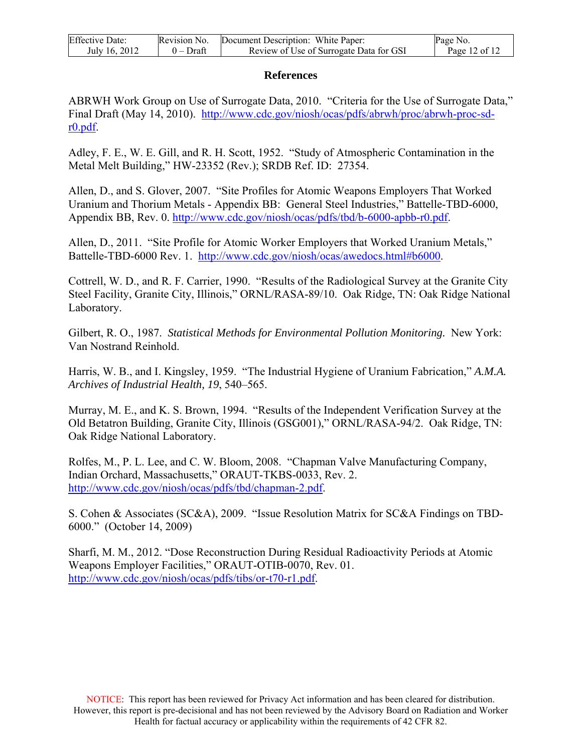## References

ABRWH Work Group on Use of Surrogate Data, 2010. "Criteria for the Use of Surrogate Data," Final Draft (May 14, 2010). http://www.cdc.gov/niosh/ocas/pdfs/abrwh/proc/abrwh-proc-sd-r0.pdf.

Adley, F. E., W. E. Gill, and R. H. Scott, 1952. "Study of Atmospheric Contamination in the Metal Melt Building," HW-23352 (Rev.); SRDB Ref. ID: 27354.

Allen, D., and S. Glover, 2007. "Site Profiles for Atomic Weapons Employers That Worked Uranium and Thorium Metals - Appendix BB: General Steel Industries," Battelle-TBD-6000, Appendix BB, Rev. 0. http://www.cdc.gov/niosh/ocas/pdfs/tbd/b-6000-apbb-r0.pdf.

Allen, D., 2011. "Site Profile for Atomic Worker Employers that Worked Uranium Metals," Battelle-TBD-6000 Rev. 1. http://www.cdc.gov/niosh/ocas/awedocs.html#b6000.

Cottrell, W. D., and R. F. Carrier, 1990. "Results of the Radiological Survey at the Granite City Steel Facility, Granite City, Illinois," ORNL/RASA-89/10. Oak Ridge, TN: Oak Ridge National Laboratory.

Gilbert, R. O., 1987. *Statistical Methods for Environmental Pollution Monitoring.* New York: Van Nostrand Reinhold.

Harris, W. B., and I. Kingsley, 1959. "The Industrial Hygiene of Uranium Fabrication," *A.M.A. Archives of Industrial Health, 19*, 540–565.

Murray, M. E., and K. S. Brown, 1994. "Results of the Independent Verification Survey at the Old Betatron Building, Granite City, Illinois (GSG001)," ORNL/RASA-94/2. Oak Ridge, TN: Oak Ridge National Laboratory.

Rolfes, M., P. L. Lee, and C. W. Bloom, 2008. "Chapman Valve Manufacturing Company, Indian Orchard, Massachusetts," ORAUT-TKBS-0033, Rev. 2. http://www.cdc.gov/niosh/ocas/pdfs/tbd/chapman-2.pdf.

S. Cohen & Associates (SC&A), 2009. "Issue Resolution Matrix for SC&A Findings on TBD-6000." (October 14, 2009)

Sharfi, M. M., 2012. "Dose Reconstruction During Residual Radioactivity Periods at Atomic Weapons Employer Facilities," ORAUT-OTIB-0070, Rev. 01. http://www.cdc.gov/niosh/ocas/pdfs/tibs/or-t70-r1.pdf.

NOTICE: This report has been reviewed for Privacy Act information and has been cleared for distribution. However, this report is pre-decisional and has not been reviewed by the Advisory Board on Radiation and Worker Health for factual accuracy or applicability within the requirements of 42 CFR 82.